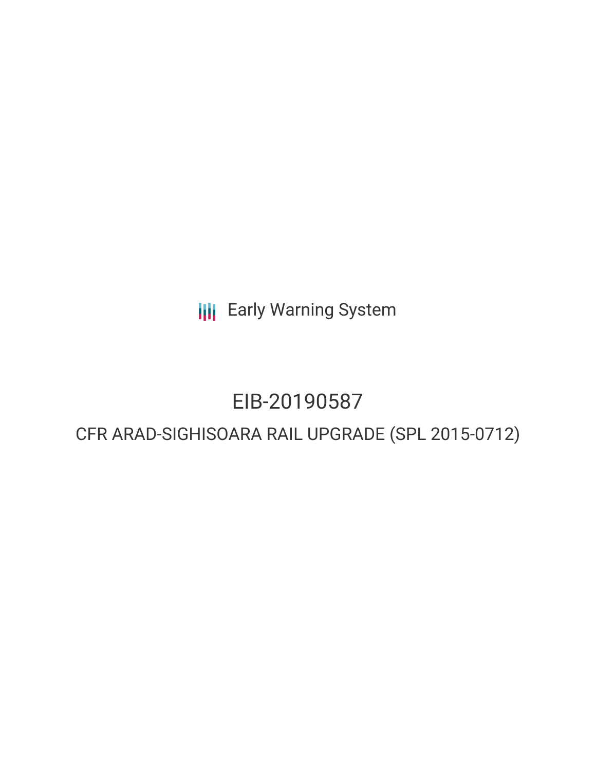Early Warning System

# EIB-20190587

## CFR ARAD-SIGHISOARA RAIL UPGRADE (SPL 2015-0712)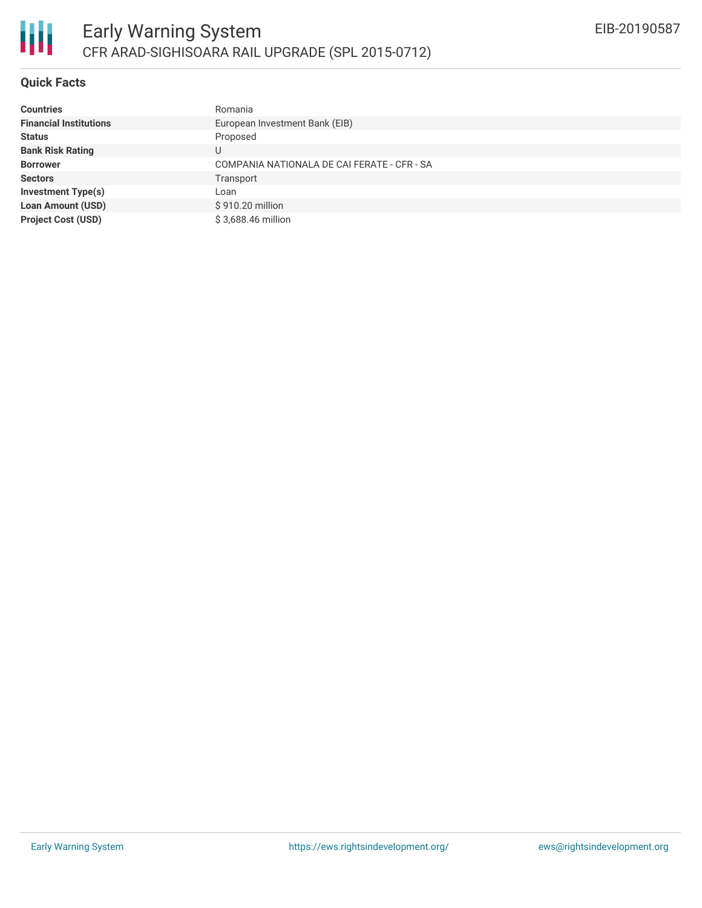# Early Warning System

## CFR ARAD-SIGHISOARA RAIL UPGRADE (SPL 2015-0712)

EIB-20190587

### Quick Facts

| | |
|---|---|
| **Countries** | Romania |
| **Financial Institutions** | European Investment Bank (EIB) |
| **Status** | Proposed |
| **Bank Risk Rating** | U |
| **Borrower** | COMPANIA NATIONALA DE CAI FERATE - CFR - SA |
| **Sectors** | Transport |
| **Investment Type(s)** | Loan |
| **Loan Amount (USD)** | $ 910.20 million |
| **Project Cost (USD)** | $ 3,688.46 million |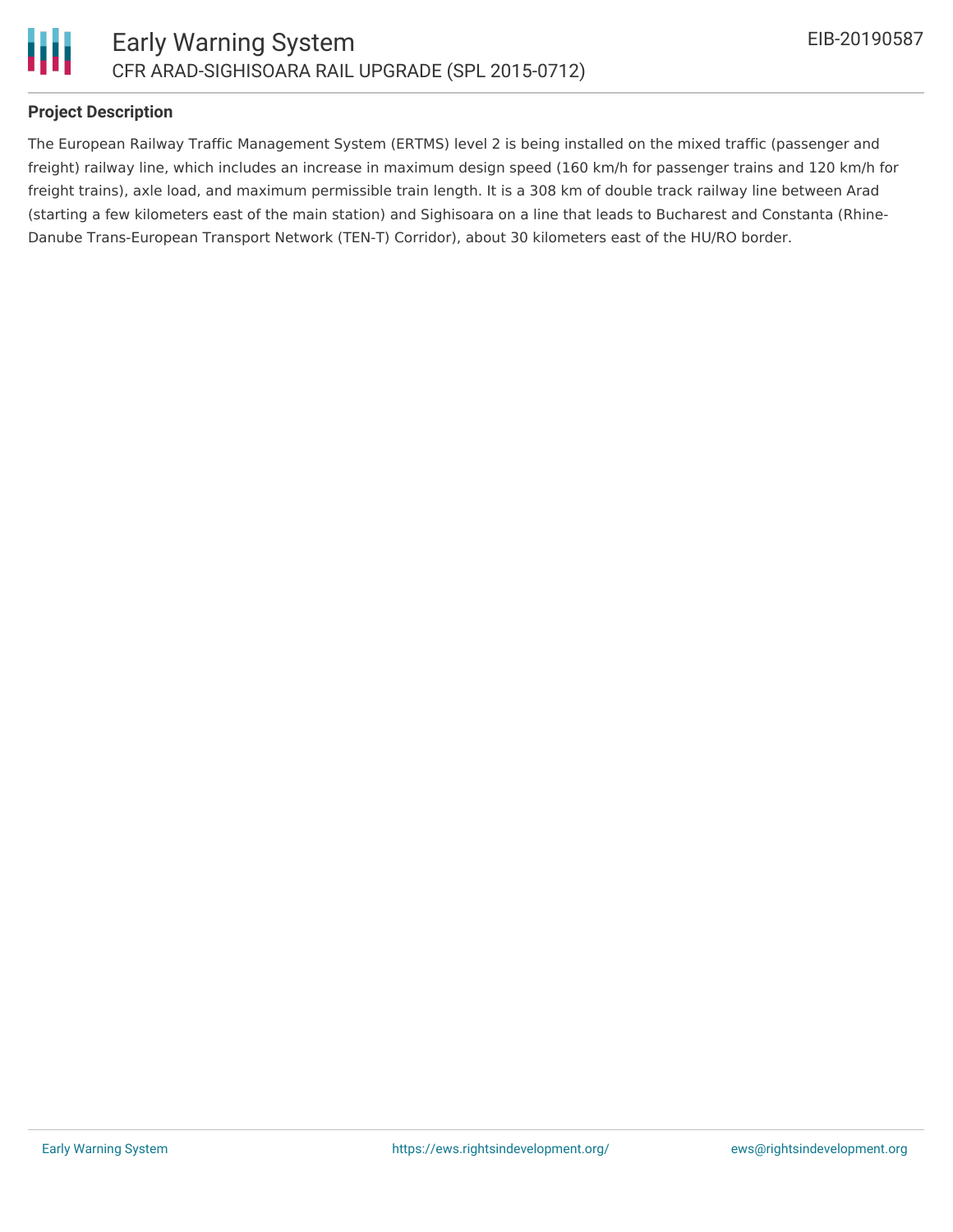### Project Description

The European Railway Traffic Management System (ERTMS) level 2 is being installed on the mixed traffic (passenger and freight) railway line, which includes an increase in maximum design speed (160 km/h for passenger trains and 120 km/h for freight trains), axle load, and maximum permissible train length. It is a 308 km of double track railway line between Arad (starting a few kilometers east of the main station) and Sighisoara on a line that leads to Bucharest and Constanta (Rhine-Danube Trans-European Transport Network (TEN-T) Corridor), about 30 kilometers east of the HU/RO border.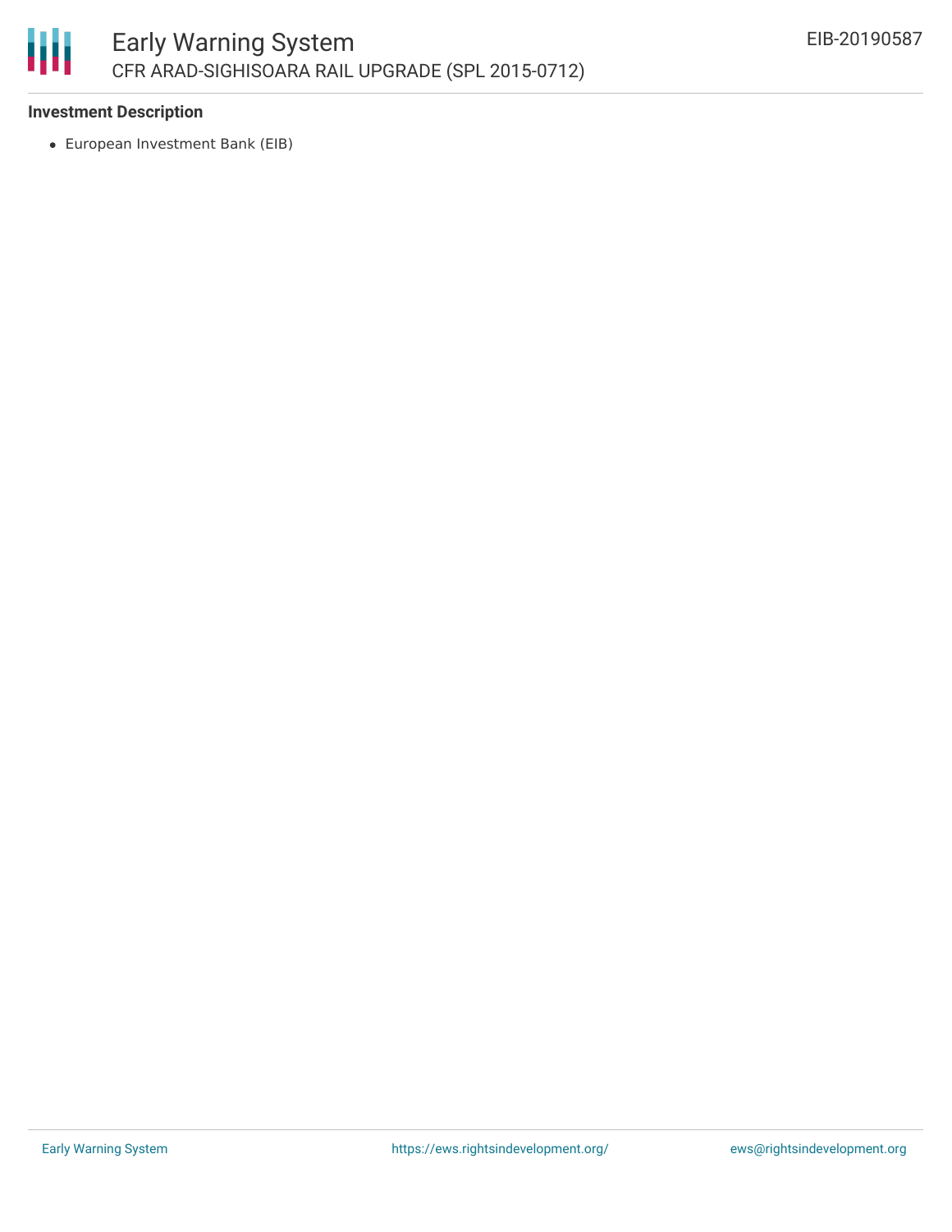### Investment Description

- European Investment Bank (EIB)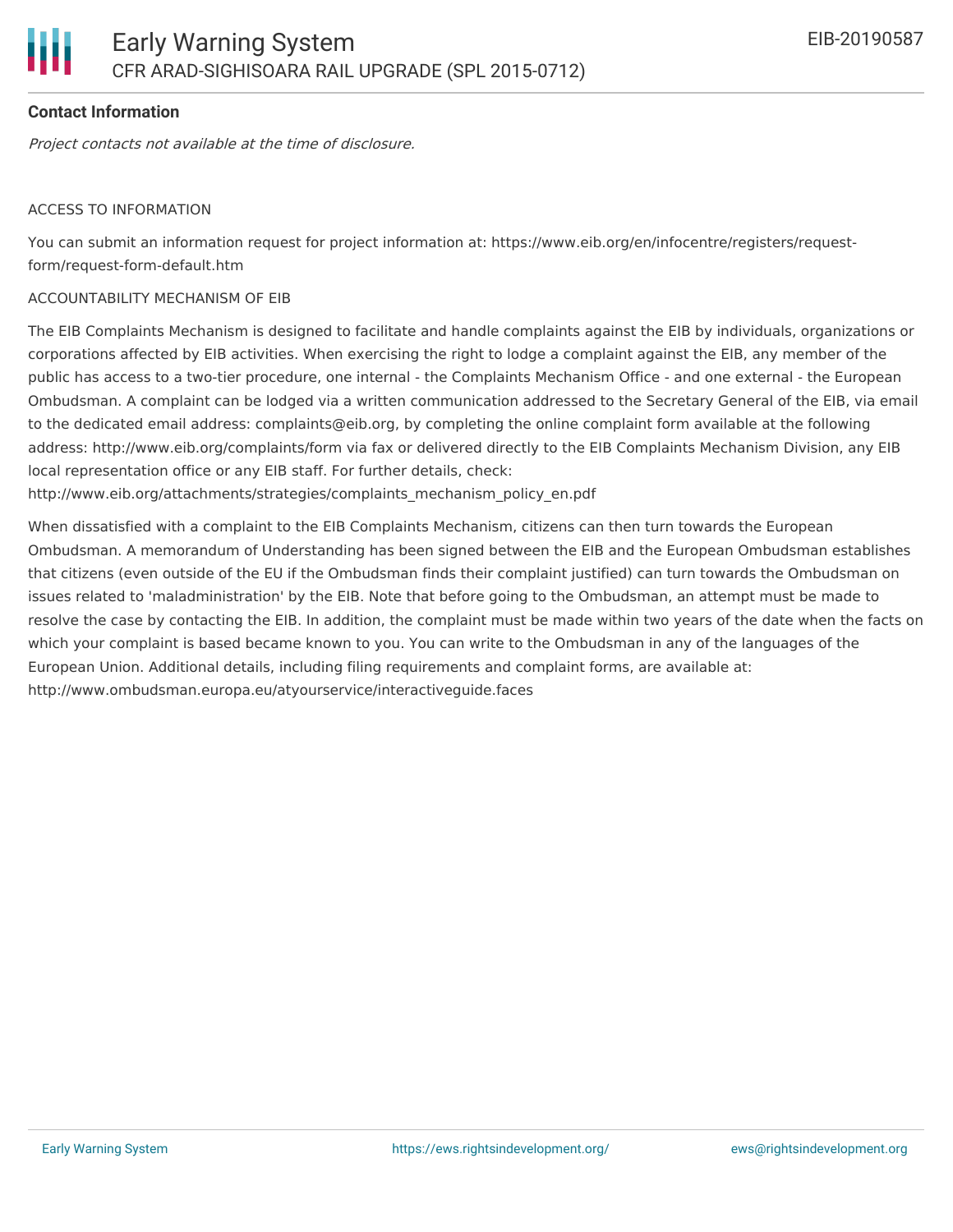**Contact Information**

*Project contacts not available at the time of disclosure.*

ACCESS TO INFORMATION

You can submit an information request for project information at: https://www.eib.org/en/infocentre/registers/request-form/request-form-default.htm

ACCOUNTABILITY MECHANISM OF EIB

The EIB Complaints Mechanism is designed to facilitate and handle complaints against the EIB by individuals, organizations or corporations affected by EIB activities. When exercising the right to lodge a complaint against the EIB, any member of the public has access to a two-tier procedure, one internal - the Complaints Mechanism Office - and one external - the European Ombudsman. A complaint can be lodged via a written communication addressed to the Secretary General of the EIB, via email to the dedicated email address: complaints@eib.org, by completing the online complaint form available at the following address: http://www.eib.org/complaints/form via fax or delivered directly to the EIB Complaints Mechanism Division, any EIB local representation office or any EIB staff. For further details, check: http://www.eib.org/attachments/strategies/complaints_mechanism_policy_en.pdf

When dissatisfied with a complaint to the EIB Complaints Mechanism, citizens can then turn towards the European Ombudsman. A memorandum of Understanding has been signed between the EIB and the European Ombudsman establishes that citizens (even outside of the EU if the Ombudsman finds their complaint justified) can turn towards the Ombudsman on issues related to 'maladministration' by the EIB. Note that before going to the Ombudsman, an attempt must be made to resolve the case by contacting the EIB. In addition, the complaint must be made within two years of the date when the facts on which your complaint is based became known to you. You can write to the Ombudsman in any of the languages of the European Union. Additional details, including filing requirements and complaint forms, are available at: http://www.ombudsman.europa.eu/atyourservice/interactiveguide.faces